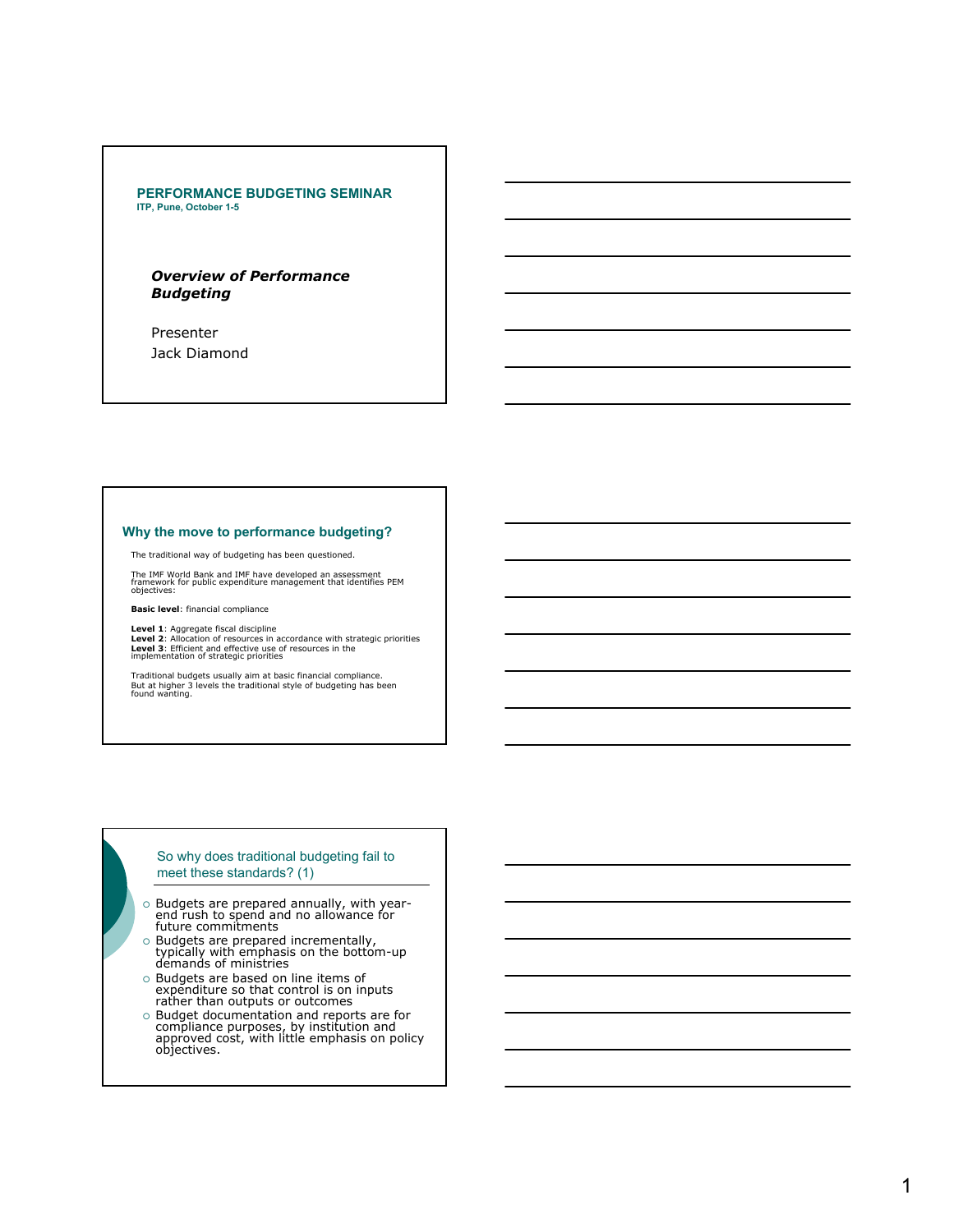## PERFORMANCE BUDGETING SEMINAR

**ITP, Pune, October 1-5**

***Overview of Performance Budgeting***

Presenter
Jack Diamond

## Why the move to performance budgeting?

The traditional way of budgeting has been questioned.

The IMF World Bank and IMF have developed an assessment framework for public expenditure management that identifies PEM objectives:

**Basic level**: financial compliance

**Level 1**: Aggregate fiscal discipline
**Level 2**: Allocation of resources in accordance with strategic priorities
**Level 3**: Efficient and effective use of resources in the implementation of strategic priorities

Traditional budgets usually aim at basic financial compliance.
But at higher 3 levels the traditional style of budgeting has been found wanting.

## So why does traditional budgeting fail to meet these standards? (1)

- Budgets are prepared annually, with year-end rush to spend and no allowance for future commitments
- Budgets are prepared incrementally, typically with emphasis on the bottom-up demands of ministries
- Budgets are based on line items of expenditure so that control is on inputs rather than outputs or outcomes
- Budget documentation and reports are for compliance purposes, by institution and approved cost, with little emphasis on policy objectives.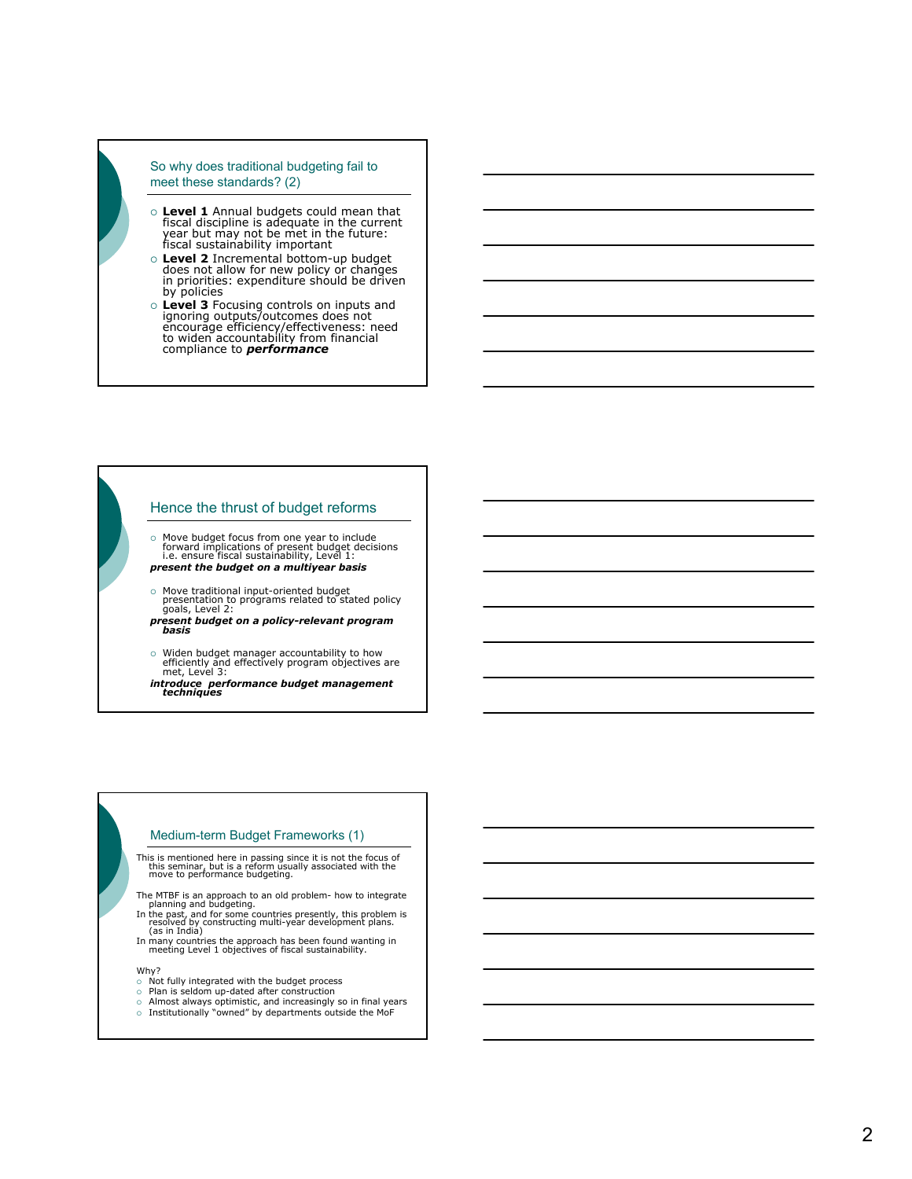## So why does traditional budgeting fail to meet these standards? (2)

- **Level 1** Annual budgets could mean that fiscal discipline is adequate in the current year but may not be met in the future: fiscal sustainability important
- **Level 2** Incremental bottom-up budget does not allow for new policy or changes in priorities: expenditure should be driven by policies
- **Level 3** Focusing controls on inputs and ignoring outputs/outcomes does not encourage efficiency/effectiveness: need to widen accountability from financial compliance to ***performance***

## Hence the thrust of budget reforms

- Move budget focus from one year to include forward implications of present budget decisions i.e. ensure fiscal sustainability, Level 1:

***present the budget on a multiyear basis***

- Move traditional input-oriented budget presentation to programs related to stated policy goals, Level 2:

***present budget on a policy-relevant program basis***

- Widen budget manager accountability to how efficiently and effectively program objectives are met, Level 3:

***introduce performance budget management techniques***

## Medium-term Budget Frameworks (1)

This is mentioned here in passing since it is not the focus of this seminar, but is a reform usually associated with the move to performance budgeting.

The MTBF is an approach to an old problem- how to integrate planning and budgeting.

In the past, and for some countries presently, this problem is resolved by constructing multi-year development plans. (as in India)

In many countries the approach has been found wanting in meeting Level 1 objectives of fiscal sustainability.

Why?

- Not fully integrated with the budget process
- Plan is seldom up-dated after construction
- Almost always optimistic, and increasingly so in final years
- Institutionally "owned" by departments outside the MoF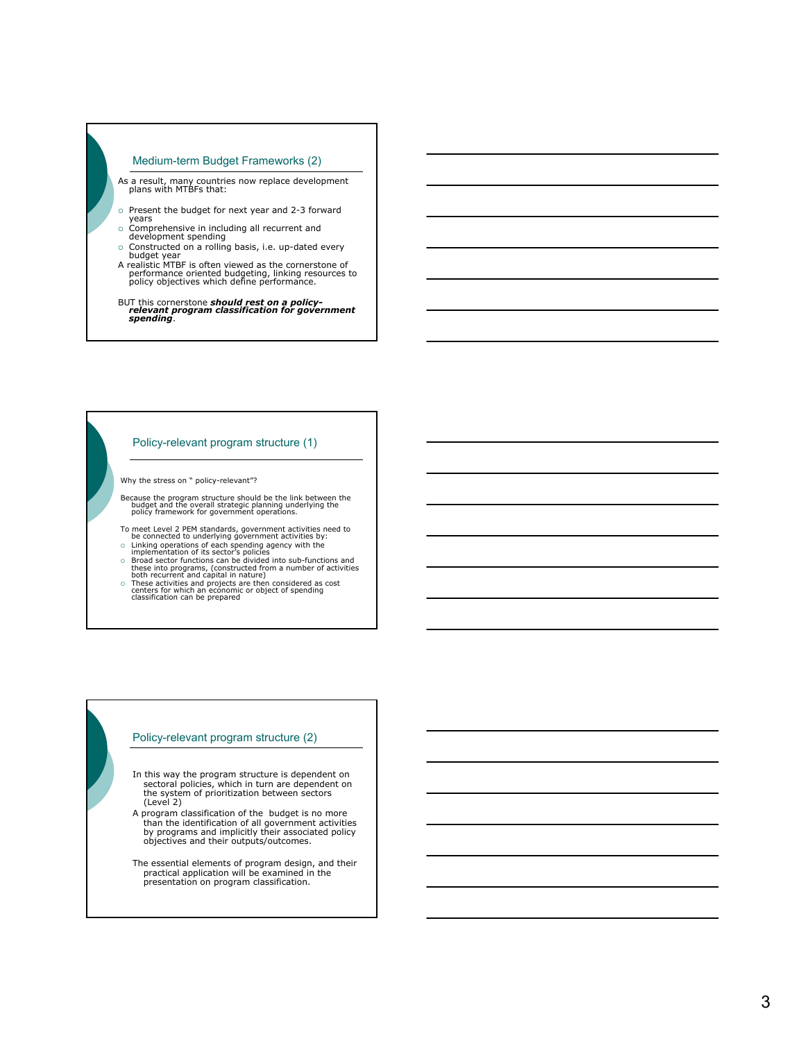## Medium-term Budget Frameworks (2)

As a result, many countries now replace development plans with MTBFs that:

- Present the budget for next year and 2-3 forward years
- Comprehensive in including all recurrent and development spending
- Constructed on a rolling basis, i.e. up-dated every budget year

A realistic MTBF is often viewed as the cornerstone of performance oriented budgeting, linking resources to policy objectives which define performance.

BUT this cornerstone ***should rest on a policy-relevant program classification for government spending***.

## Policy-relevant program structure (1)

Why the stress on " policy-relevant"?

Because the program structure should be the link between the budget and the overall strategic planning underlying the policy framework for government operations.

To meet Level 2 PEM standards, government activities need to be connected to underlying government activities by:

- Linking operations of each spending agency with the implementation of its sector's policies
- Broad sector functions can be divided into sub-functions and these into programs, (constructed from a number of activities both recurrent and capital in nature)
- These activities and projects are then considered as cost centers for which an economic or object of spending classification can be prepared

## Policy-relevant program structure (2)

In this way the program structure is dependent on sectoral policies, which in turn are dependent on the system of prioritization between sectors (Level 2)

A program classification of the budget is no more than the identification of all government activities by programs and implicitly their associated policy objectives and their outputs/outcomes.

The essential elements of program design, and their practical application will be examined in the presentation on program classification.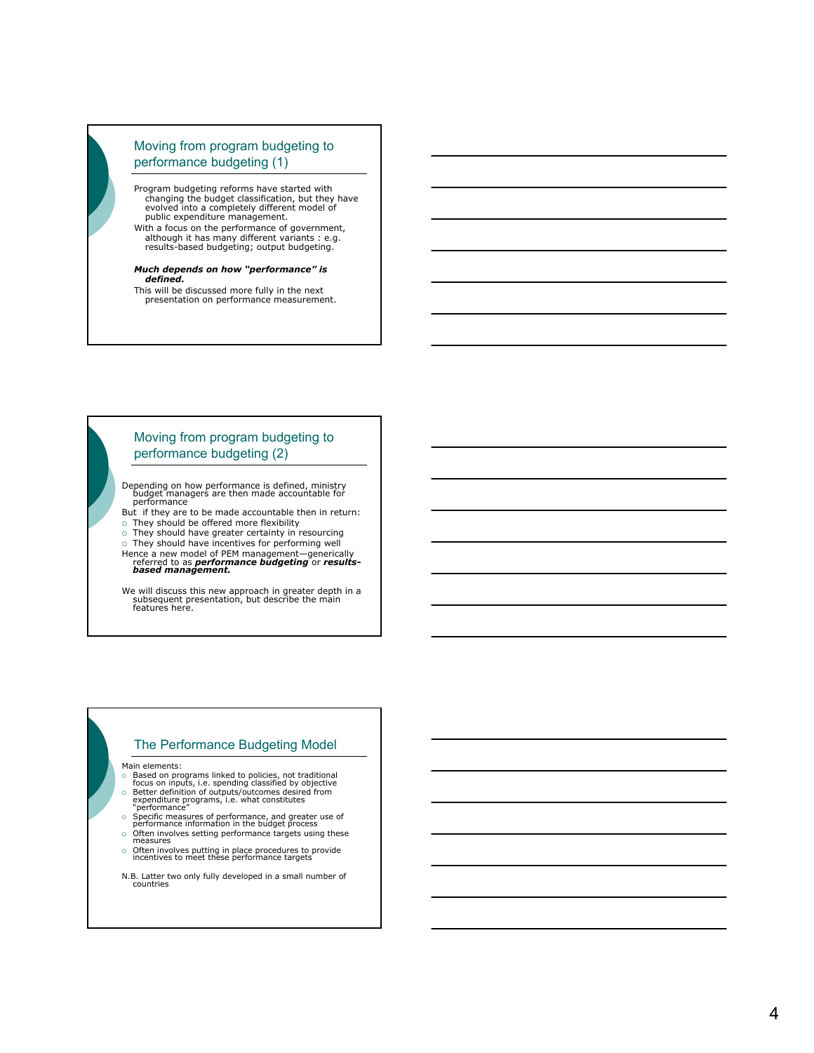## Moving from program budgeting to performance budgeting (1)

Program budgeting reforms have started with changing the budget classification, but they have evolved into a completely different model of public expenditure management.

With a focus on the performance of government, although it has many different variants : e.g. results-based budgeting; output budgeting.

***Much depends on how "performance" is defined.***

This will be discussed more fully in the next presentation on performance measurement.

## Moving from program budgeting to performance budgeting (2)

Depending on how performance is defined, ministry budget managers are then made accountable for performance

But if they are to be made accountable then in return:

- They should be offered more flexibility
- They should have greater certainty in resourcing
- They should have incentives for performing well

Hence a new model of PEM management—generically referred to as ***performance budgeting*** or ***results-based management.***

We will discuss this new approach in greater depth in a subsequent presentation, but describe the main features here.

## The Performance Budgeting Model

Main elements:

- Based on programs linked to policies, not traditional focus on inputs, i.e. spending classified by objective
- Better definition of outputs/outcomes desired from expenditure programs, i.e. what constitutes "performance"
- Specific measures of performance, and greater use of performance information in the budget process
- Often involves setting performance targets using these measures
- Often involves putting in place procedures to provide incentives to meet these performance targets

N.B. Latter two only fully developed in a small number of countries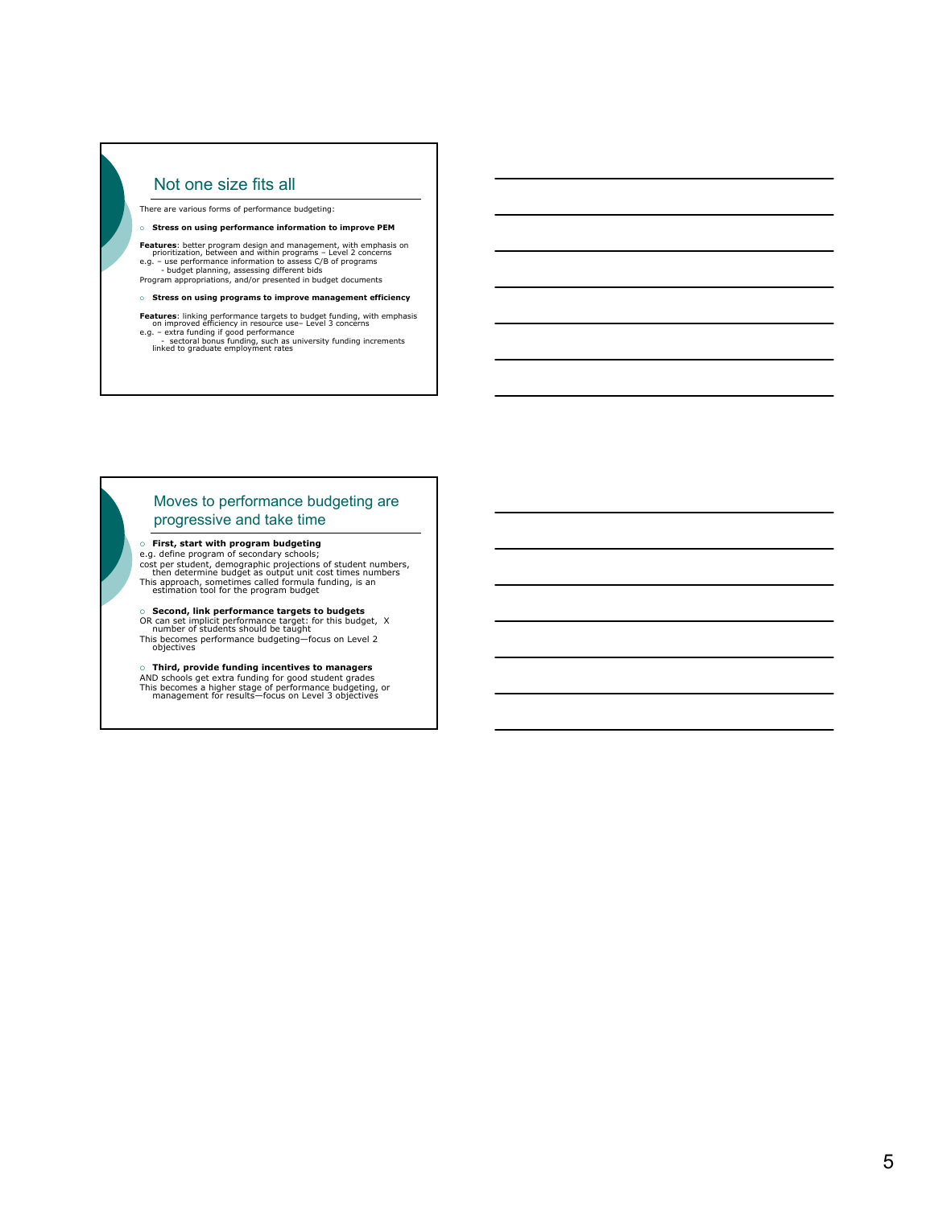## Not one size fits all

There are various forms of performance budgeting:

- **Stress on using performance information to improve PEM**

**Features**: better program design and management, with emphasis on prioritization, between and within programs – Level 2 concerns
e.g. – use performance information to assess C/B of programs
- budget planning, assessing different bids

Program appropriations, and/or presented in budget documents

- **Stress on using programs to improve management efficiency**

**Features**: linking performance targets to budget funding, with emphasis on improved efficiency in resource use– Level 3 concerns
e.g. – extra funding if good performance
- sectoral bonus funding, such as university funding increments linked to graduate employment rates

## Moves to performance budgeting are progressive and take time

- **First, start with program budgeting**

e.g. define program of secondary schools;
cost per student, demographic projections of student numbers, then determine budget as output unit cost times numbers
This approach, sometimes called formula funding, is an estimation tool for the program budget

- **Second, link performance targets to budgets**

OR can set implicit performance target: for this budget, X number of students should be taught
This becomes performance budgeting—focus on Level 2 objectives

- **Third, provide funding incentives to managers**

AND schools get extra funding for good student grades
This becomes a higher stage of performance budgeting, or management for results—focus on Level 3 objectives